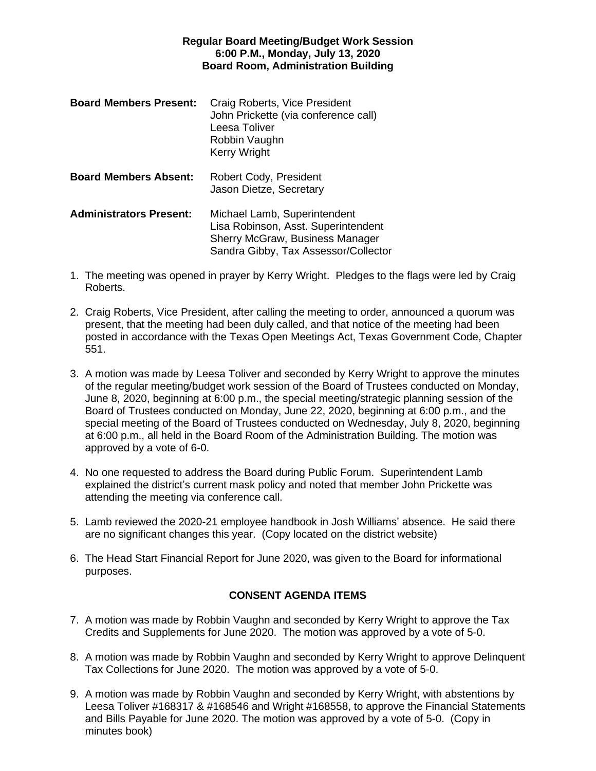**Regular Board Meeting/Budget Work Session**
**6:00 P.M., Monday, July 13, 2020**
**Board Room, Administration Building**

**Board Members Present:** Craig Roberts, Vice President
John Prickette (via conference call)
Leesa Toliver
Robbin Vaughn
Kerry Wright

**Board Members Absent:** Robert Cody, President
Jason Dietze, Secretary

**Administrators Present:** Michael Lamb, Superintendent
Lisa Robinson, Asst. Superintendent
Sherry McGraw, Business Manager
Sandra Gibby, Tax Assessor/Collector

1. The meeting was opened in prayer by Kerry Wright. Pledges to the flags were led by Craig Roberts.

2. Craig Roberts, Vice President, after calling the meeting to order, announced a quorum was present, that the meeting had been duly called, and that notice of the meeting had been posted in accordance with the Texas Open Meetings Act, Texas Government Code, Chapter 551.

3. A motion was made by Leesa Toliver and seconded by Kerry Wright to approve the minutes of the regular meeting/budget work session of the Board of Trustees conducted on Monday, June 8, 2020, beginning at 6:00 p.m., the special meeting/strategic planning session of the Board of Trustees conducted on Monday, June 22, 2020, beginning at 6:00 p.m., and the special meeting of the Board of Trustees conducted on Wednesday, July 8, 2020, beginning at 6:00 p.m., all held in the Board Room of the Administration Building. The motion was approved by a vote of 6-0.

4. No one requested to address the Board during Public Forum. Superintendent Lamb explained the district's current mask policy and noted that member John Prickette was attending the meeting via conference call.

5. Lamb reviewed the 2020-21 employee handbook in Josh Williams' absence. He said there are no significant changes this year. (Copy located on the district website)

6. The Head Start Financial Report for June 2020, was given to the Board for informational purposes.

## CONSENT AGENDA ITEMS

7. A motion was made by Robbin Vaughn and seconded by Kerry Wright to approve the Tax Credits and Supplements for June 2020. The motion was approved by a vote of 5-0.

8. A motion was made by Robbin Vaughn and seconded by Kerry Wright to approve Delinquent Tax Collections for June 2020. The motion was approved by a vote of 5-0.

9. A motion was made by Robbin Vaughn and seconded by Kerry Wright, with abstentions by Leesa Toliver #168317 & #168546 and Wright #168558, to approve the Financial Statements and Bills Payable for June 2020. The motion was approved by a vote of 5-0. (Copy in minutes book)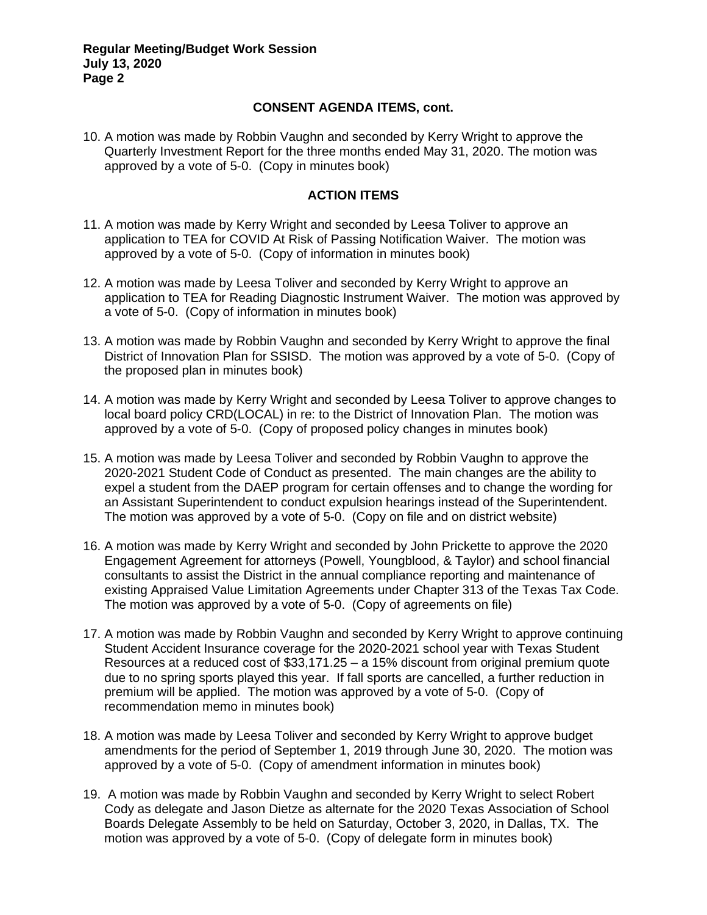## CONSENT AGENDA ITEMS, cont.

10. A motion was made by Robbin Vaughn and seconded by Kerry Wright to approve the Quarterly Investment Report for the three months ended May 31, 2020. The motion was approved by a vote of 5-0. (Copy in minutes book)

## ACTION ITEMS

11. A motion was made by Kerry Wright and seconded by Leesa Toliver to approve an application to TEA for COVID At Risk of Passing Notification Waiver. The motion was approved by a vote of 5-0. (Copy of information in minutes book)

12. A motion was made by Leesa Toliver and seconded by Kerry Wright to approve an application to TEA for Reading Diagnostic Instrument Waiver. The motion was approved by a vote of 5-0. (Copy of information in minutes book)

13. A motion was made by Robbin Vaughn and seconded by Kerry Wright to approve the final District of Innovation Plan for SSISD. The motion was approved by a vote of 5-0. (Copy of the proposed plan in minutes book)

14. A motion was made by Kerry Wright and seconded by Leesa Toliver to approve changes to local board policy CRD(LOCAL) in re: to the District of Innovation Plan. The motion was approved by a vote of 5-0. (Copy of proposed policy changes in minutes book)

15. A motion was made by Leesa Toliver and seconded by Robbin Vaughn to approve the 2020-2021 Student Code of Conduct as presented. The main changes are the ability to expel a student from the DAEP program for certain offenses and to change the wording for an Assistant Superintendent to conduct expulsion hearings instead of the Superintendent. The motion was approved by a vote of 5-0. (Copy on file and on district website)

16. A motion was made by Kerry Wright and seconded by John Prickette to approve the 2020 Engagement Agreement for attorneys (Powell, Youngblood, & Taylor) and school financial consultants to assist the District in the annual compliance reporting and maintenance of existing Appraised Value Limitation Agreements under Chapter 313 of the Texas Tax Code. The motion was approved by a vote of 5-0. (Copy of agreements on file)

17. A motion was made by Robbin Vaughn and seconded by Kerry Wright to approve continuing Student Accident Insurance coverage for the 2020-2021 school year with Texas Student Resources at a reduced cost of $33,171.25 – a 15% discount from original premium quote due to no spring sports played this year. If fall sports are cancelled, a further reduction in premium will be applied. The motion was approved by a vote of 5-0. (Copy of recommendation memo in minutes book)

18. A motion was made by Leesa Toliver and seconded by Kerry Wright to approve budget amendments for the period of September 1, 2019 through June 30, 2020. The motion was approved by a vote of 5-0. (Copy of amendment information in minutes book)

19. A motion was made by Robbin Vaughn and seconded by Kerry Wright to select Robert Cody as delegate and Jason Dietze as alternate for the 2020 Texas Association of School Boards Delegate Assembly to be held on Saturday, October 3, 2020, in Dallas, TX. The motion was approved by a vote of 5-0. (Copy of delegate form in minutes book)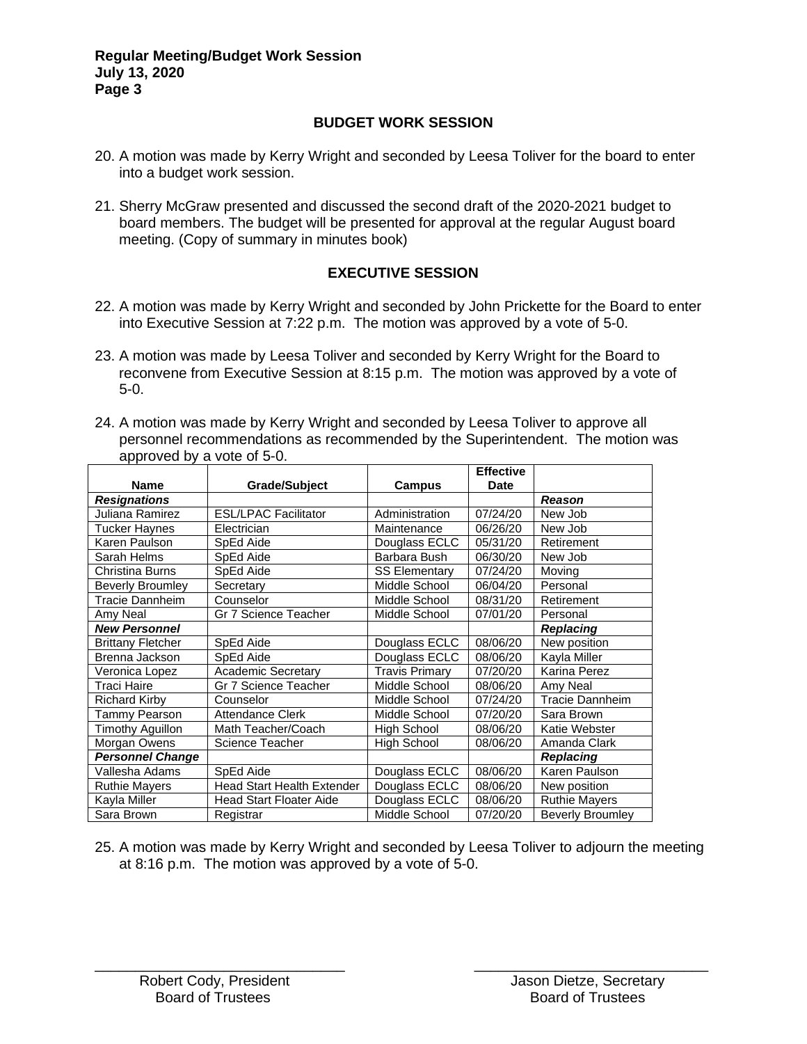## BUDGET WORK SESSION

20. A motion was made by Kerry Wright and seconded by Leesa Toliver for the board to enter into a budget work session.

21. Sherry McGraw presented and discussed the second draft of the 2020-2021 budget to board members. The budget will be presented for approval at the regular August board meeting. (Copy of summary in minutes book)

## EXECUTIVE SESSION

22. A motion was made by Kerry Wright and seconded by John Prickette for the Board to enter into Executive Session at 7:22 p.m. The motion was approved by a vote of 5-0.

23. A motion was made by Leesa Toliver and seconded by Kerry Wright for the Board to reconvene from Executive Session at 8:15 p.m. The motion was approved by a vote of 5-0.

24. A motion was made by Kerry Wright and seconded by Leesa Toliver to approve all personnel recommendations as recommended by the Superintendent. The motion was approved by a vote of 5-0.

| Name | Grade/Subject | Campus | Effective Date | |
|---|---|---|---|---|
| ***Resignations*** | | | | ***Reason*** |
| Juliana Ramirez | ESL/LPAC Facilitator | Administration | 07/24/20 | New Job |
| Tucker Haynes | Electrician | Maintenance | 06/26/20 | New Job |
| Karen Paulson | SpEd Aide | Douglass ECLC | 05/31/20 | Retirement |
| Sarah Helms | SpEd Aide | Barbara Bush | 06/30/20 | New Job |
| Christina Burns | SpEd Aide | SS Elementary | 07/24/20 | Moving |
| Beverly Broumley | Secretary | Middle School | 06/04/20 | Personal |
| Tracie Dannheim | Counselor | Middle School | 08/31/20 | Retirement |
| Amy Neal | Gr 7 Science Teacher | Middle School | 07/01/20 | Personal |
| ***New Personnel*** | | | | ***Replacing*** |
| Brittany Fletcher | SpEd Aide | Douglass ECLC | 08/06/20 | New position |
| Brenna Jackson | SpEd Aide | Douglass ECLC | 08/06/20 | Kayla Miller |
| Veronica Lopez | Academic Secretary | Travis Primary | 07/20/20 | Karina Perez |
| Traci Haire | Gr 7 Science Teacher | Middle School | 08/06/20 | Amy Neal |
| Richard Kirby | Counselor | Middle School | 07/24/20 | Tracie Dannheim |
| Tammy Pearson | Attendance Clerk | Middle School | 07/20/20 | Sara Brown |
| Timothy Aguillon | Math Teacher/Coach | High School | 08/06/20 | Katie Webster |
| Morgan Owens | Science Teacher | High School | 08/06/20 | Amanda Clark |
| ***Personnel Change*** | | | | ***Replacing*** |
| Vallesha Adams | SpEd Aide | Douglass ECLC | 08/06/20 | Karen Paulson |
| Ruthie Mayers | Head Start Health Extender | Douglass ECLC | 08/06/20 | New position |
| Kayla Miller | Head Start Floater Aide | Douglass ECLC | 08/06/20 | Ruthie Mayers |
| Sara Brown | Registrar | Middle School | 07/20/20 | Beverly Broumley |

25. A motion was made by Kerry Wright and seconded by Leesa Toliver to adjourn the meeting at 8:16 p.m. The motion was approved by a vote of 5-0.

\_\_\_\_\_\_\_\_\_\_\_\_\_\_\_\_\_\_\_\_\_\_\_\_\_\_\_\_
Robert Cody, President
Board of Trustees

\_\_\_\_\_\_\_\_\_\_\_\_\_\_\_\_\_\_\_\_\_\_\_\_\_\_\_\_
Jason Dietze, Secretary
Board of Trustees